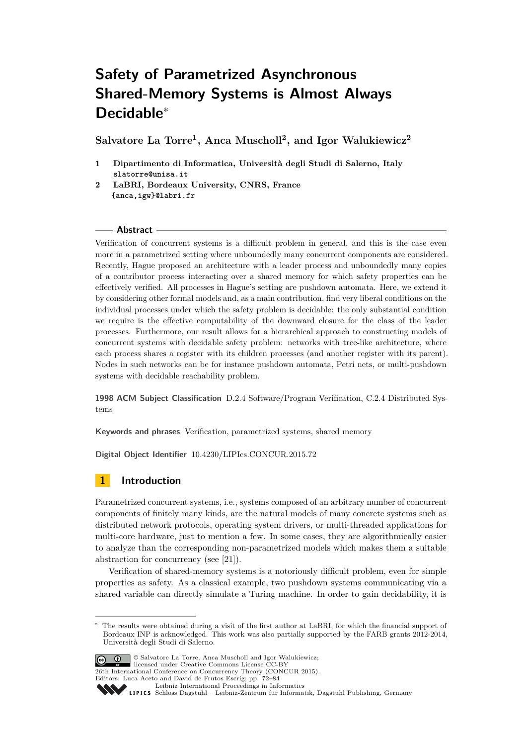# Safety of Parametrized Asynchronous Shared-Memory Systems is Almost Always Decidable*

**Salvatore La Torre[1], Anca Muscholl[2], and Igor Walukiewicz[2]**

1 **Dipartimento di Informatica, Università degli Studi di Salerno, Italy**
slatorre@unisa.it

2 **LaBRI, Bordeaux University, CNRS, France**
{anca,igw}@labri.fr

## Abstract

Verification of concurrent systems is a difficult problem in general, and this is the case even more in a parametrized setting where unboundedly many concurrent components are considered. Recently, Hague proposed an architecture with a leader process and unboundedly many copies of a contributor process interacting over a shared memory for which safety properties can be effectively verified. All processes in Hague's setting are pushdown automata. Here, we extend it by considering other formal models and, as a main contribution, find very liberal conditions on the individual processes under which the safety problem is decidable: the only substantial condition we require is the effective computability of the downward closure for the class of the leader processes. Furthermore, our result allows for a hierarchical approach to constructing models of concurrent systems with decidable safety problem: networks with tree-like architecture, where each process shares a register with its children processes (and another register with its parent). Nodes in such networks can be for instance pushdown automata, Petri nets, or multi-pushdown systems with decidable reachability problem.

**1998 ACM Subject Classification** D.2.4 Software/Program Verification, C.2.4 Distributed Systems

**Keywords and phrases** Verification, parametrized systems, shared memory

**Digital Object Identifier** 10.4230/LIPIcs.CONCUR.2015.72

## 1 Introduction

Parametrized concurrent systems, i.e., systems composed of an arbitrary number of concurrent components of finitely many kinds, are the natural models of many concrete systems such as distributed network protocols, operating system drivers, or multi-threaded applications for multi-core hardware, just to mention a few. In some cases, they are algorithmically easier to analyze than the corresponding non-parametrized models which makes them a suitable abstraction for concurrency (see [21]).

Verification of shared-memory systems is a notoriously difficult problem, even for simple properties as safety. As a classical example, two pushdown systems communicating via a shared variable can directly simulate a Turing machine. In order to gain decidability, it is

* The results were obtained during a visit of the first author at LaBRI, for which the financial support of Bordeaux INP is acknowledged. This work was also partially supported by the FARB grants 2012-2014, Università degli Studi di Salerno.

© Salvatore La Torre, Anca Muscholl and Igor Walukiewicz;
licensed under Creative Commons License CC-BY
26th International Conference on Concurrency Theory (CONCUR 2015).
Editors: Luca Aceto and David de Frutos Escrig; pp. 72–84
Leibniz International Proceedings in Informatics
Schloss Dagstuhl – Leibniz-Zentrum für Informatik, Dagstuhl Publishing, Germany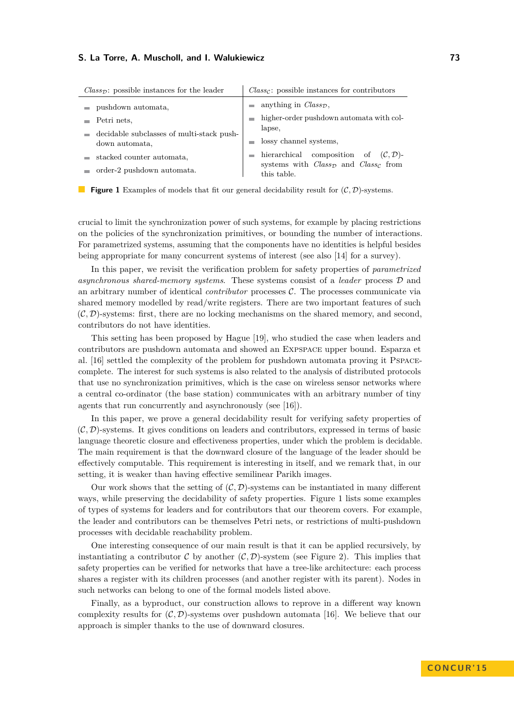| $Class_{\mathcal{D}}$: possible instances for the leader | $Class_{\mathcal{C}}$: possible instances for contributors |
|---|---|
| pushdown automata, | anything in $Class_{\mathcal{D}}$, |
| Petri nets, | higher-order pushdown automata with collapse, |
| decidable subclasses of multi-stack pushdown automata, | lossy channel systems, |
| stacked counter automata, | hierarchical composition of $(\mathcal{C}, \mathcal{D})$-systems with $Class_{\mathcal{D}}$ and $Class_{\mathcal{C}}$ from this table. |
| order-2 pushdown automata. | |

**Figure 1** Examples of models that fit our general decidability result for $(\mathcal{C}, \mathcal{D})$-systems.

crucial to limit the synchronization power of such systems, for example by placing restrictions on the policies of the synchronization primitives, or bounding the number of interactions. For parametrized systems, assuming that the components have no identities is helpful besides being appropriate for many concurrent systems of interest (see also [14] for a survey).

In this paper, we revisit the verification problem for safety properties of *parametrized asynchronous shared-memory systems*. These systems consist of a *leader* process $\mathcal{D}$ and an arbitrary number of identical *contributor* processes $\mathcal{C}$. The processes communicate via shared memory modelled by read/write registers. There are two important features of such $(\mathcal{C}, \mathcal{D})$-systems: first, there are no locking mechanisms on the shared memory, and second, contributors do not have identities.

This setting has been proposed by Hague [19], who studied the case when leaders and contributors are pushdown automata and showed an Expspace upper bound. Esparza et al. [16] settled the complexity of the problem for pushdown automata proving it Pspace-complete. The interest for such systems is also related to the analysis of distributed protocols that use no synchronization primitives, which is the case on wireless sensor networks where a central co-ordinator (the base station) communicates with an arbitrary number of tiny agents that run concurrently and asynchronously (see [16]).

In this paper, we prove a general decidability result for verifying safety properties of $(\mathcal{C}, \mathcal{D})$-systems. It gives conditions on leaders and contributors, expressed in terms of basic language theoretic closure and effectiveness properties, under which the problem is decidable. The main requirement is that the downward closure of the language of the leader should be effectively computable. This requirement is interesting in itself, and we remark that, in our setting, it is weaker than having effective semilinear Parikh images.

Our work shows that the setting of $(\mathcal{C}, \mathcal{D})$-systems can be instantiated in many different ways, while preserving the decidability of safety properties. Figure 1 lists some examples of types of systems for leaders and for contributors that our theorem covers. For example, the leader and contributors can be themselves Petri nets, or restrictions of multi-pushdown processes with decidable reachability problem.

One interesting consequence of our main result is that it can be applied recursively, by instantiating a contributor $\mathcal{C}$ by another $(\mathcal{C}, \mathcal{D})$-system (see Figure 2). This implies that safety properties can be verified for networks that have a tree-like architecture: each process shares a register with its children processes (and another register with its parent). Nodes in such networks can belong to one of the formal models listed above.

Finally, as a byproduct, our construction allows to reprove in a different way known complexity results for $(\mathcal{C}, \mathcal{D})$-systems over pushdown automata [16]. We believe that our approach is simpler thanks to the use of downward closures.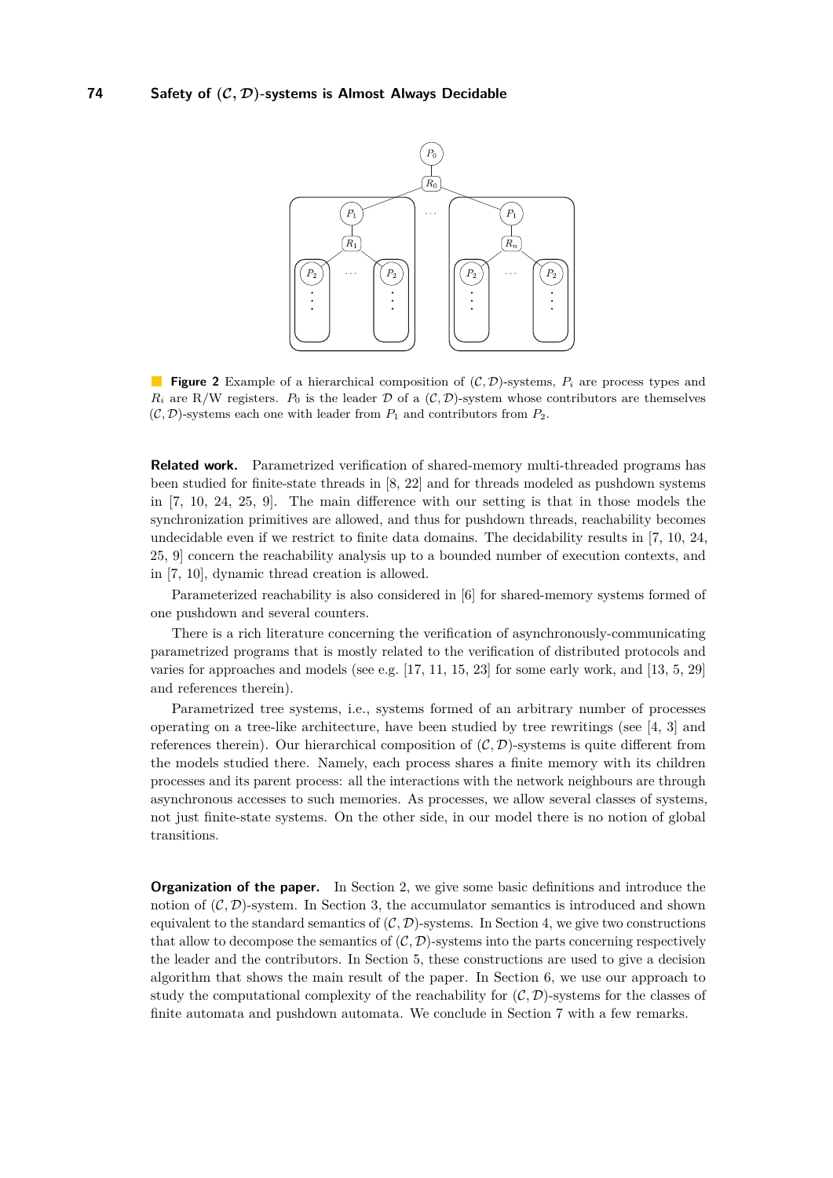**Figure 2** Example of a hierarchical composition of $(\mathcal{C}, \mathcal{D})$-systems, $P_i$ are process types and $R_i$ are R/W registers. $P_0$ is the leader $\mathcal{D}$ of a $(\mathcal{C}, \mathcal{D})$-system whose contributors are themselves $(\mathcal{C}, \mathcal{D})$-systems each one with leader from $P_1$ and contributors from $P_2$.

**Related work.** Parametrized verification of shared-memory multi-threaded programs has been studied for finite-state threads in [8, 22] and for threads modeled as pushdown systems in [7, 10, 24, 25, 9]. The main difference with our setting is that in those models the synchronization primitives are allowed, and thus for pushdown threads, reachability becomes undecidable even if we restrict to finite data domains. The decidability results in [7, 10, 24, 25, 9] concern the reachability analysis up to a bounded number of execution contexts, and in [7, 10], dynamic thread creation is allowed.

Parameterized reachability is also considered in [6] for shared-memory systems formed of one pushdown and several counters.

There is a rich literature concerning the verification of asynchronously-communicating parametrized programs that is mostly related to the verification of distributed protocols and varies for approaches and models (see e.g. [17, 11, 15, 23] for some early work, and [13, 5, 29] and references therein).

Parametrized tree systems, i.e., systems formed of an arbitrary number of processes operating on a tree-like architecture, have been studied by tree rewritings (see [4, 3] and references therein). Our hierarchical composition of $(\mathcal{C}, \mathcal{D})$-systems is quite different from the models studied there. Namely, each process shares a finite memory with its children processes and its parent process: all the interactions with the network neighbours are through asynchronous accesses to such memories. As processes, we allow several classes of systems, not just finite-state systems. On the other side, in our model there is no notion of global transitions.

**Organization of the paper.** In Section 2, we give some basic definitions and introduce the notion of $(\mathcal{C}, \mathcal{D})$-system. In Section 3, the accumulator semantics is introduced and shown equivalent to the standard semantics of $(\mathcal{C}, \mathcal{D})$-systems. In Section 4, we give two constructions that allow to decompose the semantics of $(\mathcal{C}, \mathcal{D})$-systems into the parts concerning respectively the leader and the contributors. In Section 5, these constructions are used to give a decision algorithm that shows the main result of the paper. In Section 6, we use our approach to study the computational complexity of the reachability for $(\mathcal{C}, \mathcal{D})$-systems for the classes of finite automata and pushdown automata. We conclude in Section 7 with a few remarks.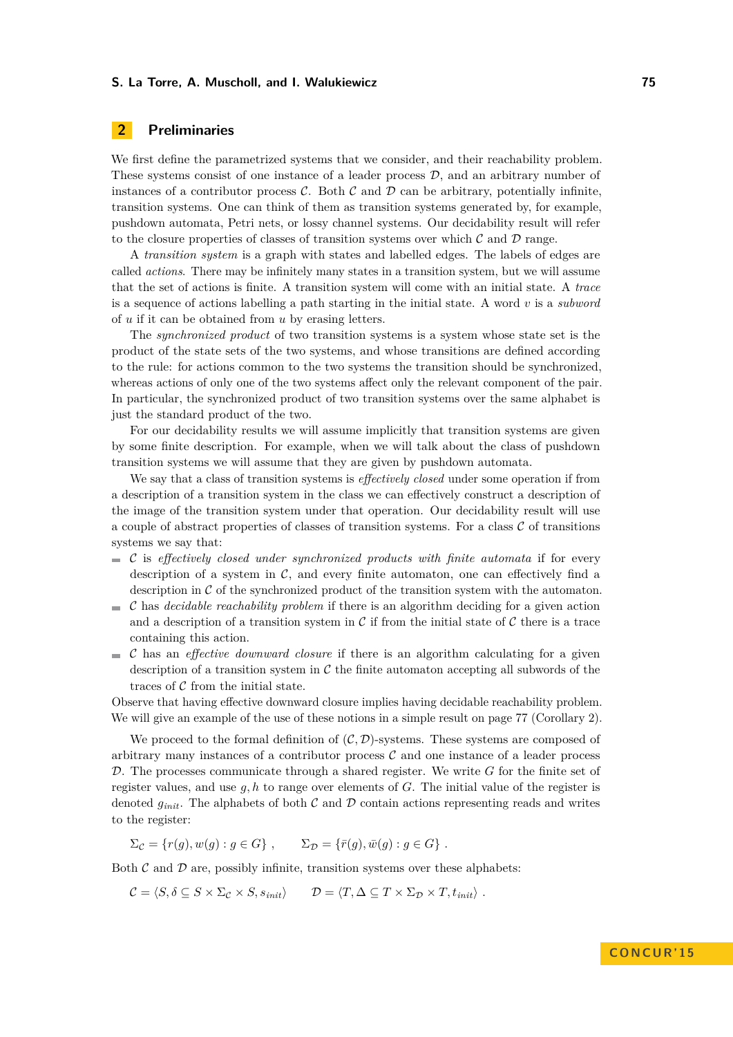## 2 Preliminaries

We first define the parametrized systems that we consider, and their reachability problem. These systems consist of one instance of a leader process $\mathcal{D}$, and an arbitrary number of instances of a contributor process $\mathcal{C}$. Both $\mathcal{C}$ and $\mathcal{D}$ can be arbitrary, potentially infinite, transition systems. One can think of them as transition systems generated by, for example, pushdown automata, Petri nets, or lossy channel systems. Our decidability result will refer to the closure properties of classes of transition systems over which $\mathcal{C}$ and $\mathcal{D}$ range.

A *transition system* is a graph with states and labelled edges. The labels of edges are called *actions*. There may be infinitely many states in a transition system, but we will assume that the set of actions is finite. A transition system will come with an initial state. A *trace* is a sequence of actions labelling a path starting in the initial state. A word $v$ is a *subword* of $u$ if it can be obtained from $u$ by erasing letters.

The *synchronized product* of two transition systems is a system whose state set is the product of the state sets of the two systems, and whose transitions are defined according to the rule: for actions common to the two systems the transition should be synchronized, whereas actions of only one of the two systems affect only the relevant component of the pair. In particular, the synchronized product of two transition systems over the same alphabet is just the standard product of the two.

For our decidability results we will assume implicitly that transition systems are given by some finite description. For example, when we will talk about the class of pushdown transition systems we will assume that they are given by pushdown automata.

We say that a class of transition systems is *effectively closed* under some operation if from a description of a transition system in the class we can effectively construct a description of the image of the transition system under that operation. Our decidability result will use a couple of abstract properties of classes of transition systems. For a class $\mathcal{C}$ of transitions systems we say that:

- $\mathcal{C}$ is *effectively closed under synchronized products with finite automata* if for every description of a system in $\mathcal{C}$, and every finite automaton, one can effectively find a description in $\mathcal{C}$ of the synchronized product of the transition system with the automaton.
- $\mathcal{C}$ has *decidable reachability problem* if there is an algorithm deciding for a given action and a description of a transition system in $\mathcal{C}$ if from the initial state of $\mathcal{C}$ there is a trace containing this action.
- $\mathcal{C}$ has an *effective downward closure* if there is an algorithm calculating for a given description of a transition system in $\mathcal{C}$ the finite automaton accepting all subwords of the traces of $\mathcal{C}$ from the initial state.

Observe that having effective downward closure implies having decidable reachability problem. We will give an example of the use of these notions in a simple result on page 77 (Corollary 2).

We proceed to the formal definition of $(\mathcal{C}, \mathcal{D})$-systems. These systems are composed of arbitrary many instances of a contributor process $\mathcal{C}$ and one instance of a leader process $\mathcal{D}$. The processes communicate through a shared register. We write $G$ for the finite set of register values, and use $g, h$ to range over elements of $G$. The initial value of the register is denoted $g_{init}$. The alphabets of both $\mathcal{C}$ and $\mathcal{D}$ contain actions representing reads and writes to the register:

$$\Sigma_{\mathcal{C}} = \{r(g), w(g) : g \in G\} , \qquad \Sigma_{\mathcal{D}} = \{\bar{r}(g), \bar{w}(g) : g \in G\} .$$

Both $\mathcal{C}$ and $\mathcal{D}$ are, possibly infinite, transition systems over these alphabets:

$$\mathcal{C} = \langle S, \delta \subseteq S \times \Sigma_{\mathcal{C}} \times S, s_{init} \rangle \qquad \mathcal{D} = \langle T, \Delta \subseteq T \times \Sigma_{\mathcal{D}} \times T, t_{init} \rangle .$$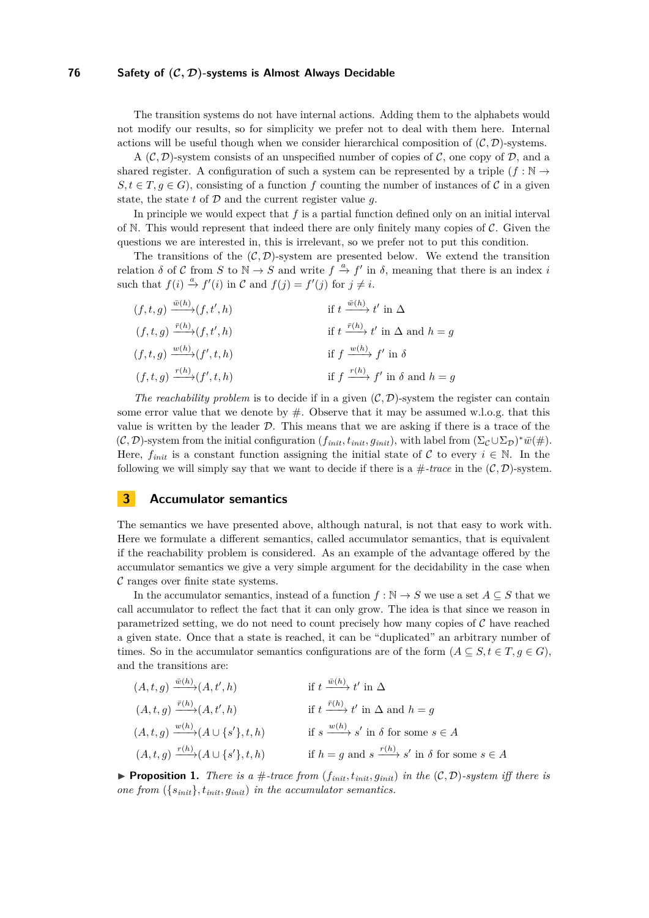The transition systems do not have internal actions. Adding them to the alphabets would not modify our results, so for simplicity we prefer not to deal with them here. Internal actions will be useful though when we consider hierarchical composition of $(\mathcal{C},\mathcal{D})$-systems.

A $(\mathcal{C},\mathcal{D})$-system consists of an unspecified number of copies of $\mathcal{C}$, one copy of $\mathcal{D}$, and a shared register. A configuration of such a system can be represented by a triple $(f:\mathbb{N}\to S, t\in T, g\in G)$, consisting of a function $f$ counting the number of instances of $\mathcal{C}$ in a given state, the state $t$ of $\mathcal{D}$ and the current register value $g$.

In principle we would expect that $f$ is a partial function defined only on an initial interval of $\mathbb{N}$. This would represent that indeed there are only finitely many copies of $\mathcal{C}$. Given the questions we are interested in, this is irrelevant, so we prefer not to put this condition.

The transitions of the $(\mathcal{C},\mathcal{D})$-system are presented below. We extend the transition relation $\delta$ of $\mathcal{C}$ from $S$ to $\mathbb{N}\to S$ and write $f \xrightarrow{a} f'$ in $\delta$, meaning that there is an index $i$ such that $f(i)\xrightarrow{a} f'(i)$ in $\mathcal{C}$ and $f(j)=f'(j)$ for $j\neq i$.

$$
\begin{array}{ll}
(f,t,g) \xrightarrow{\bar{w}(h)} (f,t',h) & \text{if } t \xrightarrow{\bar{w}(h)} t' \text{ in } \Delta \\
(f,t,g) \xrightarrow{\bar{r}(h)} (f,t',h) & \text{if } t \xrightarrow{\bar{r}(h)} t' \text{ in } \Delta \text{ and } h=g \\
(f,t,g) \xrightarrow{w(h)} (f',t,h) & \text{if } f \xrightarrow{w(h)} f' \text{ in } \delta \\
(f,t,g) \xrightarrow{r(h)} (f',t,h) & \text{if } f \xrightarrow{r(h)} f' \text{ in } \delta \text{ and } h=g
\end{array}
$$

*The reachability problem* is to decide if in a given $(\mathcal{C},\mathcal{D})$-system the register can contain some error value that we denote by $\#$. Observe that it may be assumed w.l.o.g. that this value is written by the leader $\mathcal{D}$. This means that we are asking if there is a trace of the $(\mathcal{C},\mathcal{D})$-system from the initial configuration $(f_{init}, t_{init}, g_{init})$, with label from $(\Sigma_{\mathcal{C}}\cup\Sigma_{\mathcal{D}})^*\bar{w}(\#)$. Here, $f_{init}$ is a constant function assigning the initial state of $\mathcal{C}$ to every $i\in\mathbb{N}$. In the following we will simply say that we want to decide if there is a *$\#$-trace* in the $(\mathcal{C},\mathcal{D})$-system.

## 3 Accumulator semantics

The semantics we have presented above, although natural, is not that easy to work with. Here we formulate a different semantics, called accumulator semantics, that is equivalent if the reachability problem is considered. As an example of the advantage offered by the accumulator semantics we give a very simple argument for the decidability in the case when $\mathcal{C}$ ranges over finite state systems.

In the accumulator semantics, instead of a function $f:\mathbb{N}\to S$ we use a set $A\subseteq S$ that we call accumulator to reflect the fact that it can only grow. The idea is that since we reason in parametrized setting, we do not need to count precisely how many copies of $\mathcal{C}$ have reached a given state. Once that a state is reached, it can be "duplicated" an arbitrary number of times. So in the accumulator semantics configurations are of the form $(A\subseteq S, t\in T, g\in G)$, and the transitions are:

$$
\begin{array}{ll}
(A,t,g) \xrightarrow{\bar{w}(h)} (A,t',h) & \text{if } t \xrightarrow{\bar{w}(h)} t' \text{ in } \Delta \\
(A,t,g) \xrightarrow{\bar{r}(h)} (A,t',h) & \text{if } t \xrightarrow{\bar{r}(h)} t' \text{ in } \Delta \text{ and } h=g \\
(A,t,g) \xrightarrow{w(h)} (A\cup\{s'\},t,h) & \text{if } s \xrightarrow{w(h)} s' \text{ in } \delta \text{ for some } s\in A \\
(A,t,g) \xrightarrow{r(h)} (A\cup\{s'\},t,h) & \text{if } h=g \text{ and } s \xrightarrow{r(h)} s' \text{ in } \delta \text{ for some } s\in A
\end{array}
$$

▶ **Proposition 1.** *There is a $\#$-trace from $(f_{init}, t_{init}, g_{init})$ in the $(\mathcal{C},\mathcal{D})$-system iff there is one from $(\{s_{init}\}, t_{init}, g_{init})$ in the accumulator semantics.*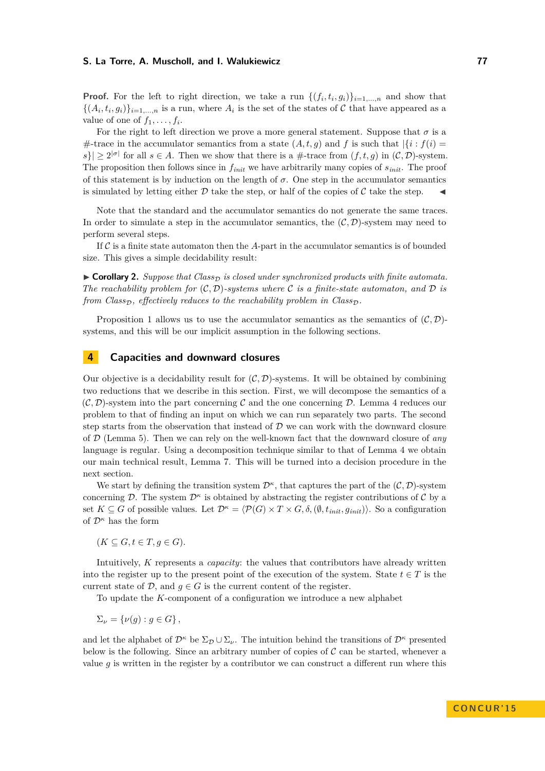**Proof.** For the left to right direction, we take a run $\{(f_i, t_i, g_i)\}_{i=1,\dots,n}$ and show that $\{(A_i, t_i, g_i)\}_{i=1,\dots,n}$ is a run, where $A_i$ is the set of the states of $\mathcal{C}$ that have appeared as a value of one of $f_1, \dots, f_i$.

For the right to left direction we prove a more general statement. Suppose that $\sigma$ is a #-trace in the accumulator semantics from a state $(A, t, g)$ and $f$ is such that $|\{i : f(i) = s\}| \geq 2^{|\sigma|}$ for all $s \in A$. Then we show that there is a #-trace from $(f, t, g)$ in $(\mathcal{C}, \mathcal{D})$-system. The proposition then follows since in $f_{init}$ we have arbitrarily many copies of $s_{init}$. The proof of this statement is by induction on the length of $\sigma$. One step in the accumulator semantics is simulated by letting either $\mathcal{D}$ take the step, or half of the copies of $\mathcal{C}$ take the step. ◀

Note that the standard and the accumulator semantics do not generate the same traces. In order to simulate a step in the accumulator semantics, the $(\mathcal{C}, \mathcal{D})$-system may need to perform several steps.

If $\mathcal{C}$ is a finite state automaton then the $A$-part in the accumulator semantics is of bounded size. This gives a simple decidability result:

▶ **Corollary 2.** *Suppose that $Class_{\mathcal{D}}$ is closed under synchronized products with finite automata. The reachability problem for $(\mathcal{C}, \mathcal{D})$-systems where $\mathcal{C}$ is a finite-state automaton, and $\mathcal{D}$ is from $Class_{\mathcal{D}}$, effectively reduces to the reachability problem in $Class_{\mathcal{D}}$.*

Proposition 1 allows us to use the accumulator semantics as the semantics of $(\mathcal{C}, \mathcal{D})$-systems, and this will be our implicit assumption in the following sections.

## 4 Capacities and downward closures

Our objective is a decidability result for $(\mathcal{C}, \mathcal{D})$-systems. It will be obtained by combining two reductions that we describe in this section. First, we will decompose the semantics of a $(\mathcal{C}, \mathcal{D})$-system into the part concerning $\mathcal{C}$ and the one concerning $\mathcal{D}$. Lemma 4 reduces our problem to that of finding an input on which we can run separately two parts. The second step starts from the observation that instead of $\mathcal{D}$ we can work with the downward closure of $\mathcal{D}$ (Lemma 5). Then we can rely on the well-known fact that the downward closure of *any* language is regular. Using a decomposition technique similar to that of Lemma 4 we obtain our main technical result, Lemma 7. This will be turned into a decision procedure in the next section.

We start by defining the transition system $\mathcal{D}^\kappa$, that captures the part of the $(\mathcal{C}, \mathcal{D})$-system concerning $\mathcal{D}$. The system $\mathcal{D}^\kappa$ is obtained by abstracting the register contributions of $\mathcal{C}$ by a set $K \subseteq G$ of possible values. Let $\mathcal{D}^\kappa = \langle \mathcal{P}(G) \times T \times G, \delta, (\emptyset, t_{init}, g_{init}) \rangle$. So a configuration of $\mathcal{D}^\kappa$ has the form

$$(K \subseteq G, t \in T, g \in G).$$

Intuitively, $K$ represents a *capacity*: the values that contributors have already written into the register up to the present point of the execution of the system. State $t \in T$ is the current state of $\mathcal{D}$, and $g \in G$ is the current content of the register.

To update the $K$-component of a configuration we introduce a new alphabet

$$\Sigma_\nu = \{\nu(g) : g \in G\},$$

and let the alphabet of $\mathcal{D}^\kappa$ be $\Sigma_{\mathcal{D}} \cup \Sigma_\nu$. The intuition behind the transitions of $\mathcal{D}^\kappa$ presented below is the following. Since an arbitrary number of copies of $\mathcal{C}$ can be started, whenever a value $g$ is written in the register by a contributor we can construct a different run where this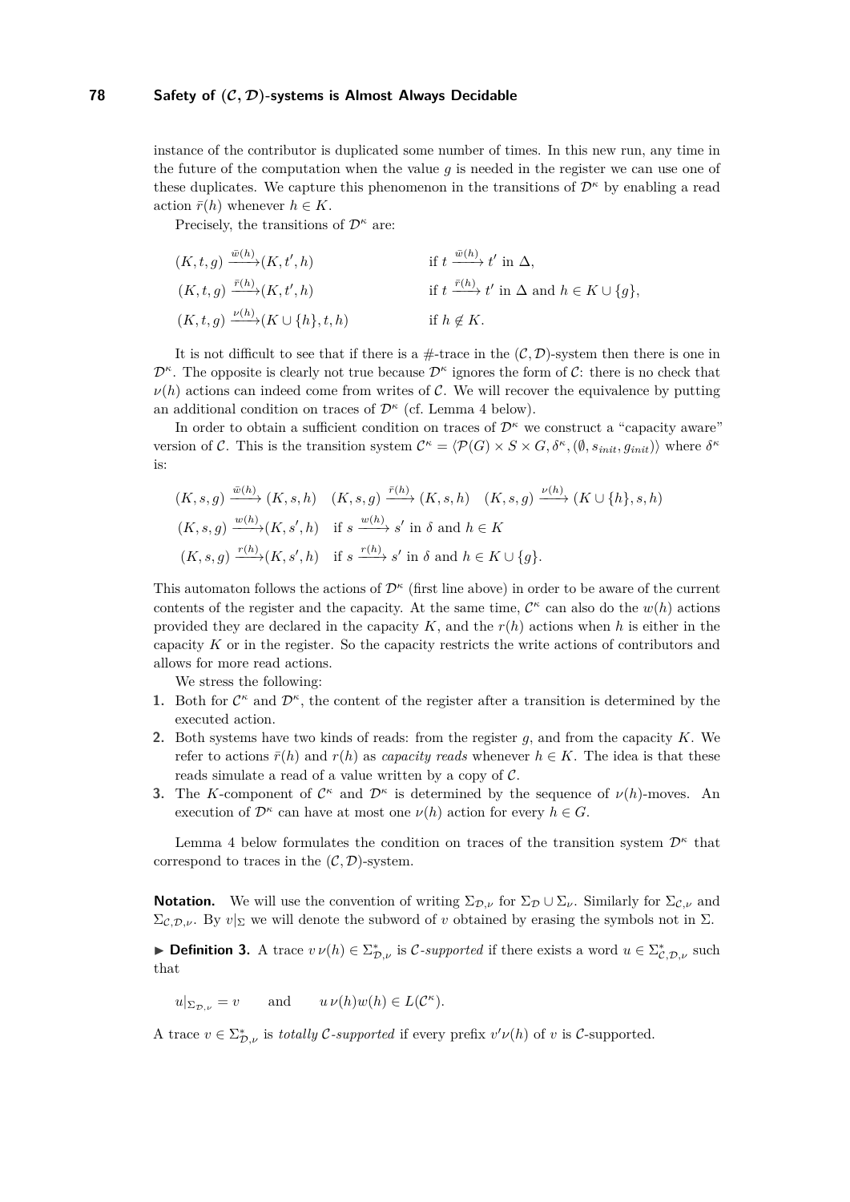instance of the contributor is duplicated some number of times. In this new run, any time in the future of the computation when the value $g$ is needed in the register we can use one of these duplicates. We capture this phenomenon in the transitions of $\mathcal{D}^\kappa$ by enabling a read action $\bar{r}(h)$ whenever $h \in K$.

Precisely, the transitions of $\mathcal{D}^\kappa$ are:

$$
\begin{aligned}
&(K,t,g) \xrightarrow{\bar{w}(h)} (K,t',h) && \text{if } t \xrightarrow{\bar{w}(h)} t' \text{ in } \Delta,\\
&(K,t,g) \xrightarrow{\bar{r}(h)} (K,t',h) && \text{if } t \xrightarrow{\bar{r}(h)} t' \text{ in } \Delta \text{ and } h \in K \cup \{g\},\\
&(K,t,g) \xrightarrow{\nu(h)} (K \cup \{h\},t,h) && \text{if } h \notin K.
\end{aligned}
$$

It is not difficult to see that if there is a #-trace in the $(\mathcal{C},\mathcal{D})$-system then there is one in $\mathcal{D}^\kappa$. The opposite is clearly not true because $\mathcal{D}^\kappa$ ignores the form of $\mathcal{C}$: there is no check that $\nu(h)$ actions can indeed come from writes of $\mathcal{C}$. We will recover the equivalence by putting an additional condition on traces of $\mathcal{D}^\kappa$ (cf. Lemma 4 below).

In order to obtain a sufficient condition on traces of $\mathcal{D}^\kappa$ we construct a "capacity aware" version of $\mathcal{C}$. This is the transition system $\mathcal{C}^\kappa = \langle \mathcal{P}(G) \times S \times G, \delta^\kappa, (\emptyset, s_{init}, g_{init})\rangle$ where $\delta^\kappa$ is:

$$
\begin{aligned}
&(K,s,g) \xrightarrow{\bar{w}(h)} (K,s,h) \quad (K,s,g) \xrightarrow{\bar{r}(h)} (K,s,h) \quad (K,s,g) \xrightarrow{\nu(h)} (K \cup \{h\},s,h)\\
&(K,s,g) \xrightarrow{w(h)} (K,s',h) \quad \text{if } s \xrightarrow{w(h)} s' \text{ in } \delta \text{ and } h \in K\\
&(K,s,g) \xrightarrow{r(h)} (K,s',h) \quad \text{if } s \xrightarrow{r(h)} s' \text{ in } \delta \text{ and } h \in K \cup \{g\}.
\end{aligned}
$$

This automaton follows the actions of $\mathcal{D}^\kappa$ (first line above) in order to be aware of the current contents of the register and the capacity. At the same time, $\mathcal{C}^\kappa$ can also do the $w(h)$ actions provided they are declared in the capacity $K$, and the $r(h)$ actions when $h$ is either in the capacity $K$ or in the register. So the capacity restricts the write actions of contributors and allows for more read actions.

We stress the following:

1. Both for $\mathcal{C}^\kappa$ and $\mathcal{D}^\kappa$, the content of the register after a transition is determined by the executed action.
2. Both systems have two kinds of reads: from the register $g$, and from the capacity $K$. We refer to actions $\bar{r}(h)$ and $r(h)$ as *capacity reads* whenever $h \in K$. The idea is that these reads simulate a read of a value written by a copy of $\mathcal{C}$.
3. The $K$-component of $\mathcal{C}^\kappa$ and $\mathcal{D}^\kappa$ is determined by the sequence of $\nu(h)$-moves. An execution of $\mathcal{D}^\kappa$ can have at most one $\nu(h)$ action for every $h \in G$.

Lemma 4 below formulates the condition on traces of the transition system $\mathcal{D}^\kappa$ that correspond to traces in the $(\mathcal{C},\mathcal{D})$-system.

**Notation.** We will use the convention of writing $\Sigma_{\mathcal{D},\nu}$ for $\Sigma_{\mathcal{D}} \cup \Sigma_\nu$. Similarly for $\Sigma_{\mathcal{C},\nu}$ and $\Sigma_{\mathcal{C},\mathcal{D},\nu}$. By $v|_\Sigma$ we will denote the subword of $v$ obtained by erasing the symbols not in $\Sigma$.

► **Definition 3.** A trace $v\,\nu(h) \in \Sigma^*_{\mathcal{D},\nu}$ is *$\mathcal{C}$-supported* if there exists a word $u \in \Sigma^*_{\mathcal{C},\mathcal{D},\nu}$ such that

$$u|_{\Sigma_{\mathcal{D},\nu}} = v \qquad \text{and} \qquad u\,\nu(h)w(h) \in L(\mathcal{C}^\kappa).$$

A trace $v \in \Sigma^*_{\mathcal{D},\nu}$ is *totally $\mathcal{C}$-supported* if every prefix $v'\nu(h)$ of $v$ is $\mathcal{C}$-supported.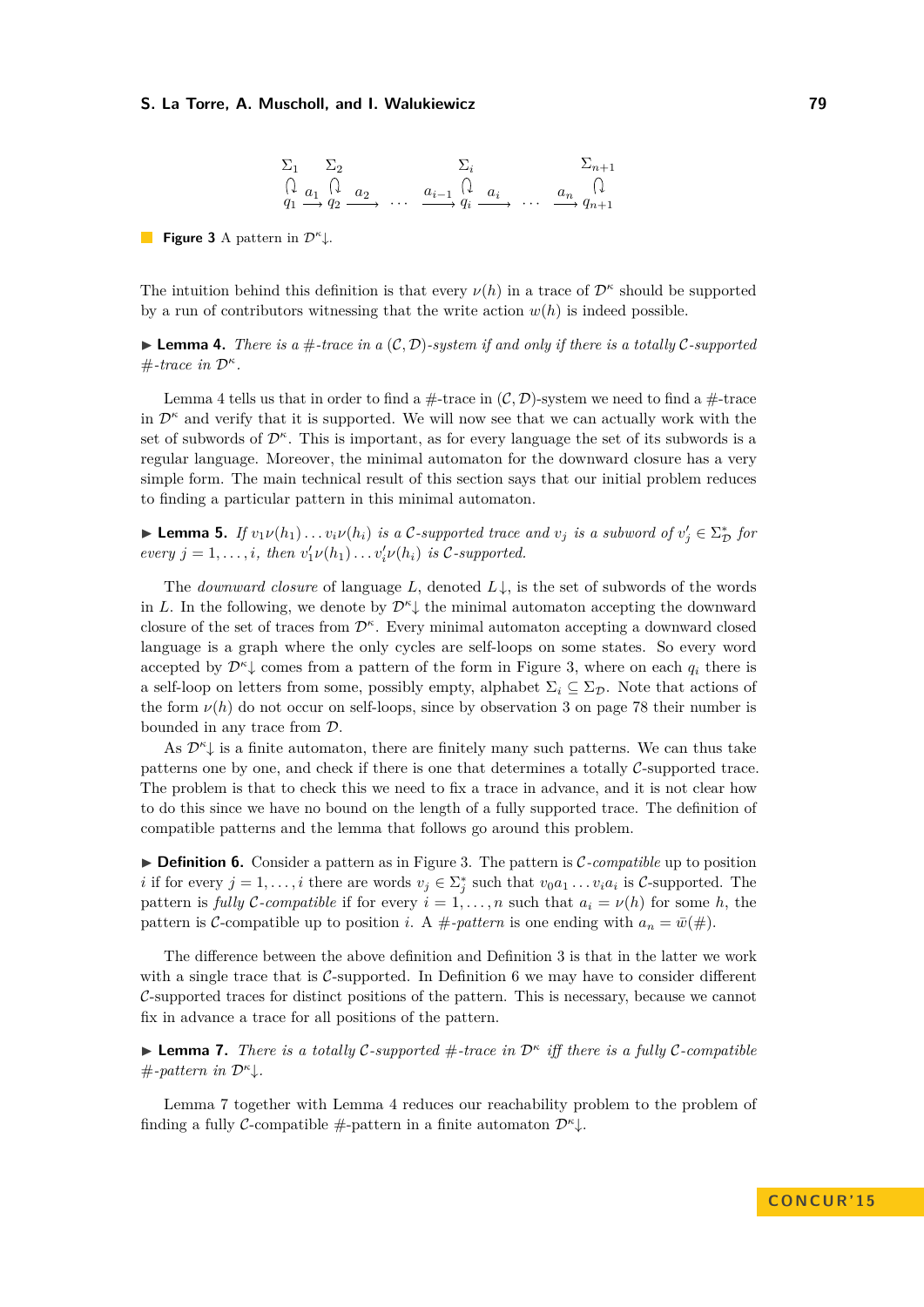$$
\begin{array}{ccccccccccc}
\Sigma_1 & & \Sigma_2 & & & & \Sigma_i & & & & \Sigma_{n+1} \\
\circlearrowleft & & \circlearrowleft & & & & \circlearrowleft & & & & \circlearrowleft \\
q_1 & \xrightarrow{a_1} & q_2 & \xrightarrow{a_2} & \cdots & \xrightarrow{a_{i-1}} & q_i & \xrightarrow{a_i} & \cdots & \xrightarrow{a_n} & q_{n+1}
\end{array}
$$

**Figure 3** A pattern in $\mathcal{D}^\kappa\downarrow$.

The intuition behind this definition is that every $\nu(h)$ in a trace of $\mathcal{D}^\kappa$ should be supported by a run of contributors witnessing that the write action $w(h)$ is indeed possible.

▶ **Lemma 4.** *There is a #-trace in a $(\mathcal{C}, \mathcal{D})$-system if and only if there is a totally $\mathcal{C}$-supported #-trace in $\mathcal{D}^\kappa$.*

Lemma 4 tells us that in order to find a #-trace in $(\mathcal{C}, \mathcal{D})$-system we need to find a #-trace in $\mathcal{D}^\kappa$ and verify that it is supported. We will now see that we can actually work with the set of subwords of $\mathcal{D}^\kappa$. This is important, as for every language the set of its subwords is a regular language. Moreover, the minimal automaton for the downward closure has a very simple form. The main technical result of this section says that our initial problem reduces to finding a particular pattern in this minimal automaton.

▶ **Lemma 5.** *If $v_1\nu(h_1)\dots v_i\nu(h_i)$ is a $\mathcal{C}$-supported trace and $v_j$ is a subword of $v'_j \in \Sigma^*_\mathcal{D}$ for every $j = 1, \dots, i$, then $v'_1\nu(h_1)\dots v'_i\nu(h_i)$ is $\mathcal{C}$-supported.*

The *downward closure* of language $L$, denoted $L\downarrow$, is the set of subwords of the words in $L$. In the following, we denote by $\mathcal{D}^\kappa\downarrow$ the minimal automaton accepting the downward closure of the set of traces from $\mathcal{D}^\kappa$. Every minimal automaton accepting a downward closed language is a graph where the only cycles are self-loops on some states. So every word accepted by $\mathcal{D}^\kappa\downarrow$ comes from a pattern of the form in Figure 3, where on each $q_i$ there is a self-loop on letters from some, possibly empty, alphabet $\Sigma_i \subseteq \Sigma_\mathcal{D}$. Note that actions of the form $\nu(h)$ do not occur on self-loops, since by observation 3 on page 78 their number is bounded in any trace from $\mathcal{D}$.

As $\mathcal{D}^\kappa\downarrow$ is a finite automaton, there are finitely many such patterns. We can thus take patterns one by one, and check if there is one that determines a totally $\mathcal{C}$-supported trace. The problem is that to check this we need to fix a trace in advance, and it is not clear how to do this since we have no bound on the length of a fully supported trace. The definition of compatible patterns and the lemma that follows go around this problem.

▶ **Definition 6.** Consider a pattern as in Figure 3. The pattern is *$\mathcal{C}$-compatible* up to position $i$ if for every $j = 1, \dots, i$ there are words $v_j \in \Sigma^*_j$ such that $v_0a_1 \dots v_ia_i$ is $\mathcal{C}$-supported. The pattern is *fully $\mathcal{C}$-compatible* if for every $i = 1, \dots, n$ such that $a_i = \nu(h)$ for some $h$, the pattern is $\mathcal{C}$-compatible up to position $i$. A *#-pattern* is one ending with $a_n = \bar{w}(\#)$.

The difference between the above definition and Definition 3 is that in the latter we work with a single trace that is $\mathcal{C}$-supported. In Definition 6 we may have to consider different $\mathcal{C}$-supported traces for distinct positions of the pattern. This is necessary, because we cannot fix in advance a trace for all positions of the pattern.

▶ **Lemma 7.** *There is a totally $\mathcal{C}$-supported #-trace in $\mathcal{D}^\kappa$ iff there is a fully $\mathcal{C}$-compatible #-pattern in $\mathcal{D}^\kappa\downarrow$.*

Lemma 7 together with Lemma 4 reduces our reachability problem to the problem of finding a fully $\mathcal{C}$-compatible #-pattern in a finite automaton $\mathcal{D}^\kappa\downarrow$.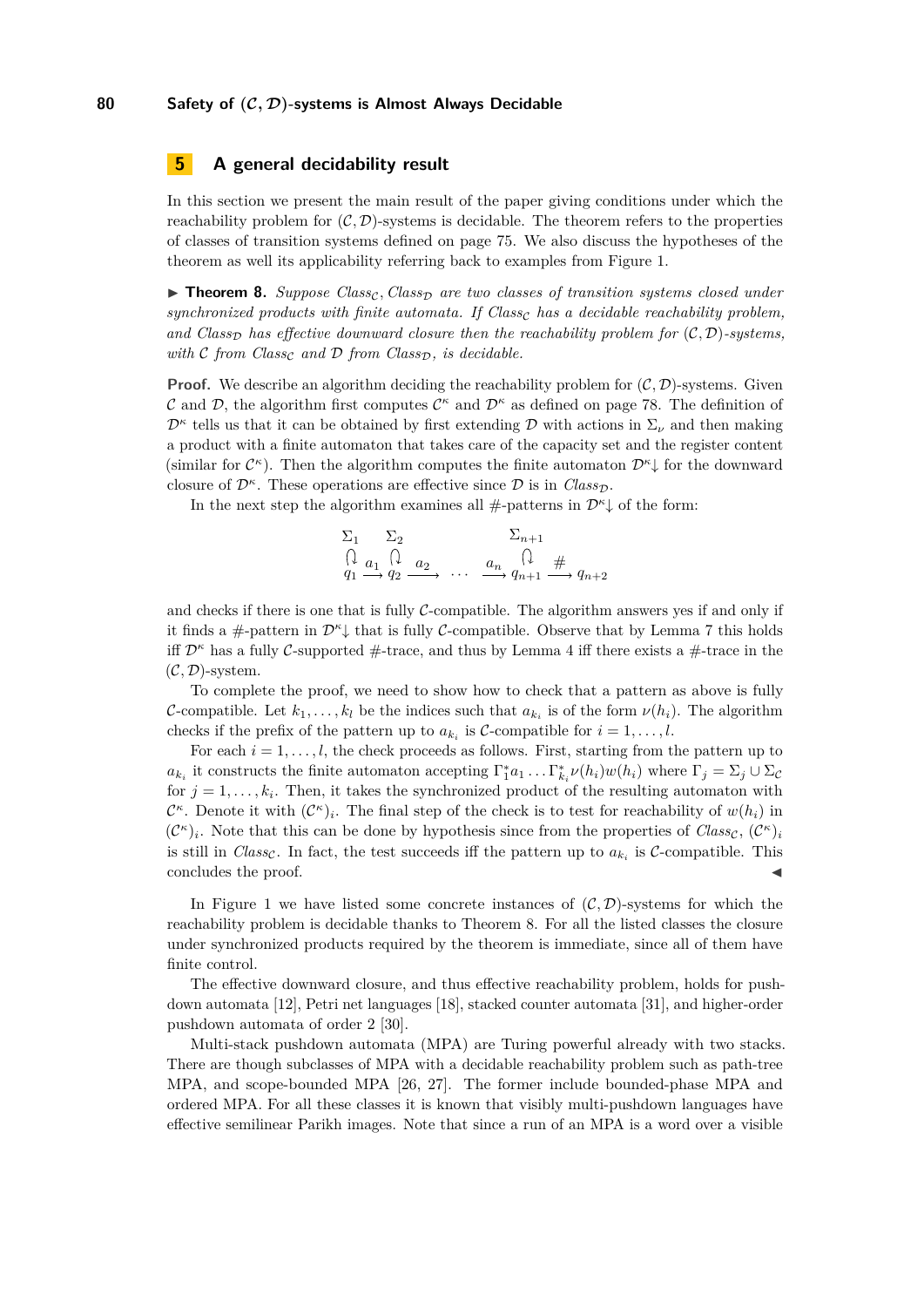## 5 A general decidability result

In this section we present the main result of the paper giving conditions under which the reachability problem for $(\mathcal{C}, \mathcal{D})$-systems is decidable. The theorem refers to the properties of classes of transition systems defined on page 75. We also discuss the hypotheses of the theorem as well its applicability referring back to examples from Figure 1.

▶ **Theorem 8.** *Suppose $Class_{\mathcal{C}}, Class_{\mathcal{D}}$ are two classes of transition systems closed under synchronized products with finite automata. If $Class_{\mathcal{C}}$ has a decidable reachability problem, and $Class_{\mathcal{D}}$ has effective downward closure then the reachability problem for $(\mathcal{C}, \mathcal{D})$-systems, with $\mathcal{C}$ from $Class_{\mathcal{C}}$ and $\mathcal{D}$ from $Class_{\mathcal{D}}$, is decidable.*

**Proof.** We describe an algorithm deciding the reachability problem for $(\mathcal{C}, \mathcal{D})$-systems. Given $\mathcal{C}$ and $\mathcal{D}$, the algorithm first computes $\mathcal{C}^\kappa$ and $\mathcal{D}^\kappa$ as defined on page 78. The definition of $\mathcal{D}^\kappa$ tells us that it can be obtained by first extending $\mathcal{D}$ with actions in $\Sigma_\nu$ and then making a product with a finite automaton that takes care of the capacity set and the register content (similar for $\mathcal{C}^\kappa$). Then the algorithm computes the finite automaton $\mathcal{D}^\kappa{\downarrow}$ for the downward closure of $\mathcal{D}^\kappa$. These operations are effective since $\mathcal{D}$ is in $Class_{\mathcal{D}}$.

In the next step the algorithm examines all #-patterns in $\mathcal{D}^\kappa{\downarrow}$ of the form:

$$\overset{\Sigma_1}{\circlearrowleft}\, q_1 \xrightarrow{a_1} \overset{\Sigma_2}{\circlearrowleft}\, q_2 \xrightarrow{a_2} \cdots \xrightarrow{a_n} \overset{\Sigma_{n+1}}{\circlearrowleft}\, q_{n+1} \xrightarrow{\#} q_{n+2}$$

and checks if there is one that is fully $\mathcal{C}$-compatible. The algorithm answers yes if and only if it finds a #-pattern in $\mathcal{D}^\kappa{\downarrow}$ that is fully $\mathcal{C}$-compatible. Observe that by Lemma 7 this holds iff $\mathcal{D}^\kappa$ has a fully $\mathcal{C}$-supported #-trace, and thus by Lemma 4 iff there exists a #-trace in the $(\mathcal{C}, \mathcal{D})$-system.

To complete the proof, we need to show how to check that a pattern as above is fully $\mathcal{C}$-compatible. Let $k_1, \dots, k_l$ be the indices such that $a_{k_i}$ is of the form $\nu(h_i)$. The algorithm checks if the prefix of the pattern up to $a_{k_i}$ is $\mathcal{C}$-compatible for $i = 1, \dots, l$.

For each $i = 1, \dots, l$, the check proceeds as follows. First, starting from the pattern up to $a_{k_i}$ it constructs the finite automaton accepting $\Gamma_1^* a_1 \dots \Gamma_{k_i}^* \nu(h_i) w(h_i)$ where $\Gamma_j = \Sigma_j \cup \Sigma_{\mathcal{C}}$ for $j = 1, \dots, k_i$. Then, it takes the synchronized product of the resulting automaton with $\mathcal{C}^\kappa$. Denote it with $(\mathcal{C}^\kappa)_i$. The final step of the check is to test for reachability of $w(h_i)$ in $(\mathcal{C}^\kappa)_i$. Note that this can be done by hypothesis since from the properties of $Class_{\mathcal{C}}$, $(\mathcal{C}^\kappa)_i$ is still in $Class_{\mathcal{C}}$. In fact, the test succeeds iff the pattern up to $a_{k_i}$ is $\mathcal{C}$-compatible. This concludes the proof. ◀

In Figure 1 we have listed some concrete instances of $(\mathcal{C}, \mathcal{D})$-systems for which the reachability problem is decidable thanks to Theorem 8. For all the listed classes the closure under synchronized products required by the theorem is immediate, since all of them have finite control.

The effective downward closure, and thus effective reachability problem, holds for pushdown automata [12], Petri net languages [18], stacked counter automata [31], and higher-order pushdown automata of order 2 [30].

Multi-stack pushdown automata (MPA) are Turing powerful already with two stacks. There are though subclasses of MPA with a decidable reachability problem such as path-tree MPA, and scope-bounded MPA [26, 27]. The former include bounded-phase MPA and ordered MPA. For all these classes it is known that visibly multi-pushdown languages have effective semilinear Parikh images. Note that since a run of an MPA is a word over a visible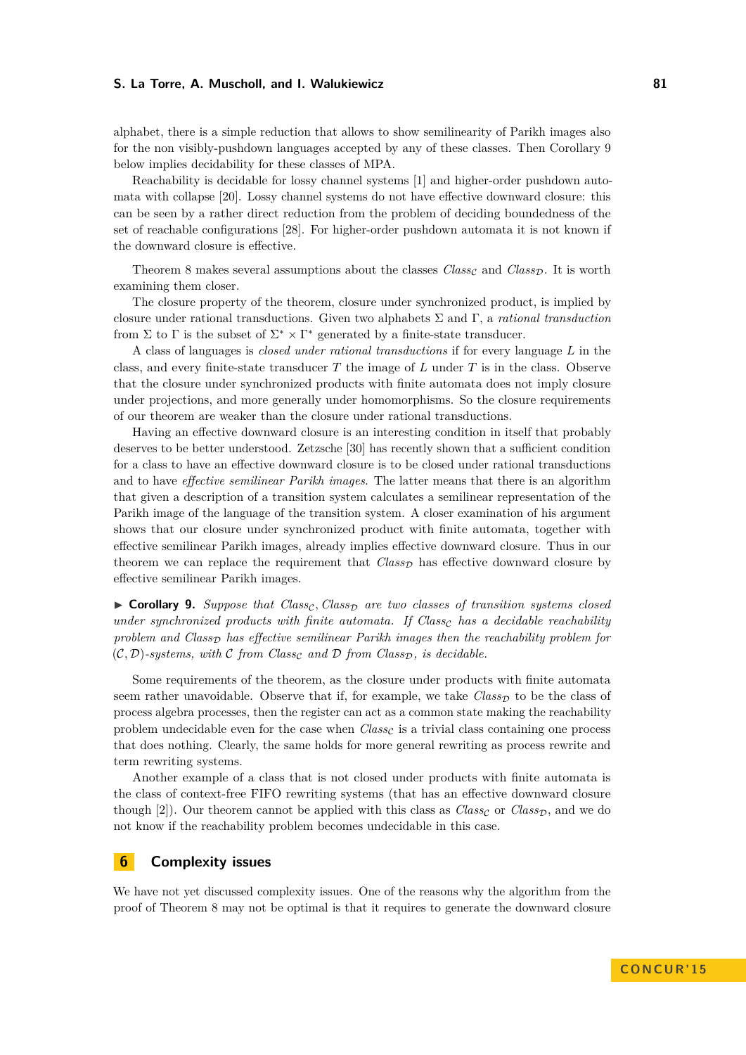alphabet, there is a simple reduction that allows to show semilinearity of Parikh images also for the non visibly-pushdown languages accepted by any of these classes. Then Corollary 9 below implies decidability for these classes of MPA.

Reachability is decidable for lossy channel systems [1] and higher-order pushdown automata with collapse [20]. Lossy channel systems do not have effective downward closure: this can be seen by a rather direct reduction from the problem of deciding boundedness of the set of reachable configurations [28]. For higher-order pushdown automata it is not known if the downward closure is effective.

Theorem 8 makes several assumptions about the classes $Class_{\mathcal{C}}$ and $Class_{\mathcal{D}}$. It is worth examining them closer.

The closure property of the theorem, closure under synchronized product, is implied by closure under rational transductions. Given two alphabets $\Sigma$ and $\Gamma$, a *rational transduction* from $\Sigma$ to $\Gamma$ is the subset of $\Sigma^* \times \Gamma^*$ generated by a finite-state transducer.

A class of languages is *closed under rational transductions* if for every language $L$ in the class, and every finite-state transducer $T$ the image of $L$ under $T$ is in the class. Observe that the closure under synchronized products with finite automata does not imply closure under projections, and more generally under homomorphisms. So the closure requirements of our theorem are weaker than the closure under rational transductions.

Having an effective downward closure is an interesting condition in itself that probably deserves to be better understood. Zetzsche [30] has recently shown that a sufficient condition for a class to have an effective downward closure is to be closed under rational transductions and to have *effective semilinear Parikh images*. The latter means that there is an algorithm that given a description of a transition system calculates a semilinear representation of the Parikh image of the language of the transition system. A closer examination of his argument shows that our closure under synchronized product with finite automata, together with effective semilinear Parikh images, already implies effective downward closure. Thus in our theorem we can replace the requirement that $Class_{\mathcal{D}}$ has effective downward closure by effective semilinear Parikh images.

▶ **Corollary 9.** *Suppose that $Class_{\mathcal{C}}$, $Class_{\mathcal{D}}$ are two classes of transition systems closed under synchronized products with finite automata. If $Class_{\mathcal{C}}$ has a decidable reachability problem and $Class_{\mathcal{D}}$ has effective semilinear Parikh images then the reachability problem for $(\mathcal{C}, \mathcal{D})$-systems, with $\mathcal{C}$ from $Class_{\mathcal{C}}$ and $\mathcal{D}$ from $Class_{\mathcal{D}}$, is decidable.*

Some requirements of the theorem, as the closure under products with finite automata seem rather unavoidable. Observe that if, for example, we take $Class_{\mathcal{D}}$ to be the class of process algebra processes, then the register can act as a common state making the reachability problem undecidable even for the case when $Class_{\mathcal{C}}$ is a trivial class containing one process that does nothing. Clearly, the same holds for more general rewriting as process rewrite and term rewriting systems.

Another example of a class that is not closed under products with finite automata is the class of context-free FIFO rewriting systems (that has an effective downward closure though [2]). Our theorem cannot be applied with this class as $Class_{\mathcal{C}}$ or $Class_{\mathcal{D}}$, and we do not know if the reachability problem becomes undecidable in this case.

## 6 Complexity issues

We have not yet discussed complexity issues. One of the reasons why the algorithm from the proof of Theorem 8 may not be optimal is that it requires to generate the downward closure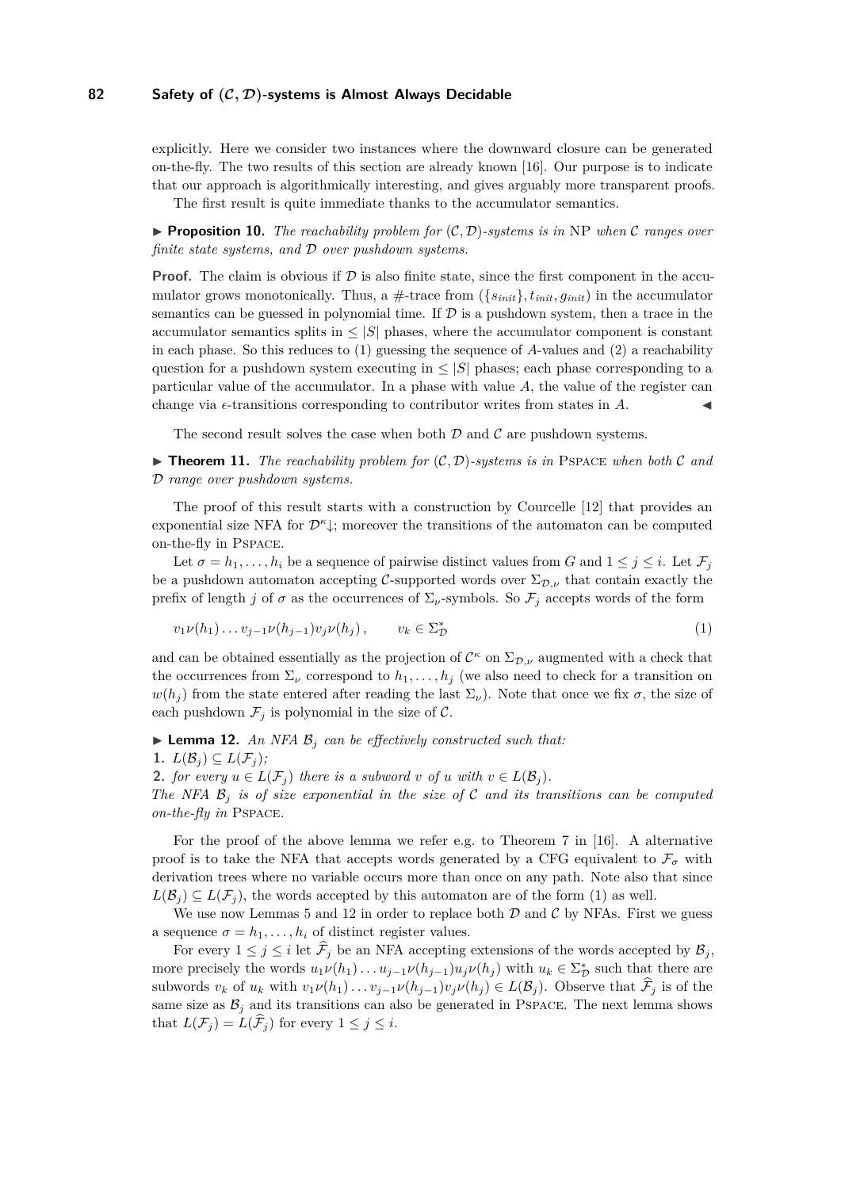explicitly. Here we consider two instances where the downward closure can be generated on-the-fly. The two results of this section are already known [16]. Our purpose is to indicate that our approach is algorithmically interesting, and gives arguably more transparent proofs.

The first result is quite immediate thanks to the accumulator semantics.

▶ **Proposition 10.** *The reachability problem for $(\mathcal{C}, \mathcal{D})$-systems is in* NP *when $\mathcal{C}$ ranges over finite state systems, and $\mathcal{D}$ over pushdown systems.*

**Proof.** The claim is obvious if $\mathcal{D}$ is also finite state, since the first component in the accumulator grows monotonically. Thus, a #-trace from $(\{s_{init}\}, t_{init}, g_{init})$ in the accumulator semantics can be guessed in polynomial time. If $\mathcal{D}$ is a pushdown system, then a trace in the accumulator semantics splits in $\leq |S|$ phases, where the accumulator component is constant in each phase. So this reduces to (1) guessing the sequence of $A$-values and (2) a reachability question for a pushdown system executing in $\leq |S|$ phases; each phase corresponding to a particular value of the accumulator. In a phase with value $A$, the value of the register can change via $\epsilon$-transitions corresponding to contributor writes from states in $A$. ◀

The second result solves the case when both $\mathcal{D}$ and $\mathcal{C}$ are pushdown systems.

▶ **Theorem 11.** *The reachability problem for $(\mathcal{C}, \mathcal{D})$-systems is in* PSPACE *when both $\mathcal{C}$ and $\mathcal{D}$ range over pushdown systems.*

The proof of this result starts with a construction by Courcelle [12] that provides an exponential size NFA for $\mathcal{D}^{\kappa}\!\downarrow$; moreover the transitions of the automaton can be computed on-the-fly in PSPACE.

Let $\sigma = h_1, \ldots, h_i$ be a sequence of pairwise distinct values from $G$ and $1 \leq j \leq i$. Let $\mathcal{F}_j$ be a pushdown automaton accepting $\mathcal{C}$-supported words over $\Sigma_{\mathcal{D},\nu}$ that contain exactly the prefix of length $j$ of $\sigma$ as the occurrences of $\Sigma_\nu$-symbols. So $\mathcal{F}_j$ accepts words of the form

$$v_1\nu(h_1)\ldots v_{j-1}\nu(h_{j-1})v_j\nu(h_j)\,, \qquad v_k \in \Sigma_{\mathcal{D}}^* \tag{1}$$

and can be obtained essentially as the projection of $\mathcal{C}^{\kappa}$ on $\Sigma_{\mathcal{D},\nu}$ augmented with a check that the occurrences from $\Sigma_\nu$ correspond to $h_1, \ldots, h_j$ (we also need to check for a transition on $w(h_j)$ from the state entered after reading the last $\Sigma_\nu$). Note that once we fix $\sigma$, the size of each pushdown $\mathcal{F}_j$ is polynomial in the size of $\mathcal{C}$.

▶ **Lemma 12.** *An NFA $\mathcal{B}_j$ can be effectively constructed such that:*

1. $L(\mathcal{B}_j) \subseteq L(\mathcal{F}_j)$*;*
2. *for every $u \in L(\mathcal{F}_j)$ there is a subword $v$ of $u$ with $v \in L(\mathcal{B}_j)$.*

*The NFA $\mathcal{B}_j$ is of size exponential in the size of $\mathcal{C}$ and its transitions can be computed on-the-fly in* PSPACE.

For the proof of the above lemma we refer e.g. to Theorem 7 in [16]. A alternative proof is to take the NFA that accepts words generated by a CFG equivalent to $\mathcal{F}_\sigma$ with derivation trees where no variable occurs more than once on any path. Note also that since $L(\mathcal{B}_j) \subseteq L(\mathcal{F}_j)$, the words accepted by this automaton are of the form (1) as well.

We use now Lemmas 5 and 12 in order to replace both $\mathcal{D}$ and $\mathcal{C}$ by NFAs. First we guess a sequence $\sigma = h_1, \ldots, h_i$ of distinct register values.

For every $1 \leq j \leq i$ let $\widehat{\mathcal{F}}_j$ be an NFA accepting extensions of the words accepted by $\mathcal{B}_j$, more precisely the words $u_1\nu(h_1)\ldots u_{j-1}\nu(h_{j-1})u_j\nu(h_j)$ with $u_k \in \Sigma_{\mathcal{D}}^*$ such that there are subwords $v_k$ of $u_k$ with $v_1\nu(h_1)\ldots v_{j-1}\nu(h_{j-1})v_j\nu(h_j) \in L(\mathcal{B}_j)$. Observe that $\widehat{\mathcal{F}}_j$ is of the same size as $\mathcal{B}_j$ and its transitions can also be generated in PSPACE. The next lemma shows that $L(\mathcal{F}_j) = L(\widehat{\mathcal{F}}_j)$ for every $1 \leq j \leq i$.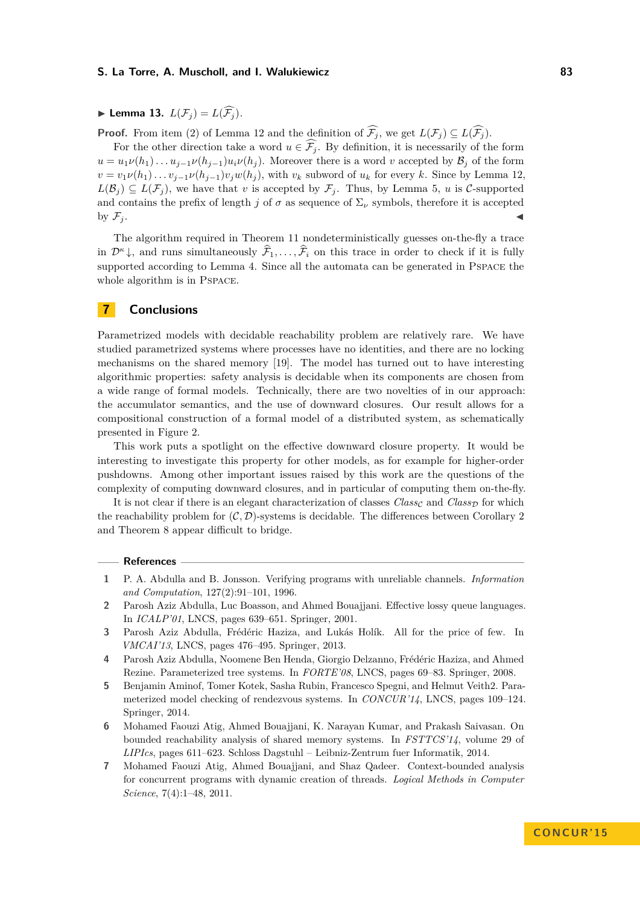▶ **Lemma 13.** $L(\mathcal{F}_j) = L(\widehat{\mathcal{F}_j})$.

**Proof.** From item (2) of Lemma 12 and the definition of $\widehat{\mathcal{F}_j}$, we get $L(\mathcal{F}_j) \subseteq L(\widehat{\mathcal{F}_j})$.

For the other direction take a word $u \in \widehat{\mathcal{F}_j}$. By definition, it is necessarily of the form $u = u_1\nu(h_1)\dots u_{j-1}\nu(h_{j-1})u_i\nu(h_j)$. Moreover there is a word $v$ accepted by $\mathcal{B}_j$ of the form $v = v_1\nu(h_1)\dots v_{j-1}\nu(h_{j-1})v_j w(h_j)$, with $v_k$ subword of $u_k$ for every $k$. Since by Lemma 12, $L(\mathcal{B}_j) \subseteq L(\mathcal{F}_j)$, we have that $v$ is accepted by $\mathcal{F}_j$. Thus, by Lemma 5, $u$ is $\mathcal{C}$-supported and contains the prefix of length $j$ of $\sigma$ as sequence of $\Sigma_\nu$ symbols, therefore it is accepted by $\mathcal{F}_j$. ◀

The algorithm required in Theorem 11 nondeterministically guesses on-the-fly a trace in $\mathcal{D}^\kappa\downarrow$, and runs simultaneously $\widehat{\mathcal{F}}_1, \dots, \widehat{\mathcal{F}}_i$ on this trace in order to check if it is fully supported according to Lemma 4. Since all the automata can be generated in PSPACE the whole algorithm is in PSPACE.

## 7 Conclusions

Parametrized models with decidable reachability problem are relatively rare. We have studied parametrized systems where processes have no identities, and there are no locking mechanisms on the shared memory [19]. The model has turned out to have interesting algorithmic properties: safety analysis is decidable when its components are chosen from a wide range of formal models. Technically, there are two novelties of in our approach: the accumulator semantics, and the use of downward closures. Our result allows for a compositional construction of a formal model of a distributed system, as schematically presented in Figure 2.

This work puts a spotlight on the effective downward closure property. It would be interesting to investigate this property for other models, as for example for higher-order pushdowns. Among other important issues raised by this work are the questions of the complexity of computing downward closures, and in particular of computing them on-the-fly.

It is not clear if there is an elegant characterization of classes $Class_{\mathcal{C}}$ and $Class_{\mathcal{D}}$ for which the reachability problem for $(\mathcal{C}, \mathcal{D})$-systems is decidable. The differences between Corollary 2 and Theorem 8 appear difficult to bridge.

## References

1. P. A. Abdulla and B. Jonsson. Verifying programs with unreliable channels. *Information and Computation*, 127(2):91–101, 1996.
2. Parosh Aziz Abdulla, Luc Boasson, and Ahmed Bouajjani. Effective lossy queue languages. In *ICALP'01*, LNCS, pages 639–651. Springer, 2001.
3. Parosh Aziz Abdulla, Frédéric Haziza, and Lukás Holík. All for the price of few. In *VMCAI'13*, LNCS, pages 476–495. Springer, 2013.
4. Parosh Aziz Abdulla, Noomene Ben Henda, Giorgio Delzanno, Frédéric Haziza, and Ahmed Rezine. Parameterized tree systems. In *FORTE'08*, LNCS, pages 69–83. Springer, 2008.
5. Benjamin Aminof, Tomer Kotek, Sasha Rubin, Francesco Spegni, and Helmut Veith2. Parameterized model checking of rendezvous systems. In *CONCUR'14*, LNCS, pages 109–124. Springer, 2014.
6. Mohamed Faouzi Atig, Ahmed Bouajjani, K. Narayan Kumar, and Prakash Saivasan. On bounded reachability analysis of shared memory systems. In *FSTTCS'14*, volume 29 of *LIPIcs*, pages 611–623. Schloss Dagstuhl – Leibniz-Zentrum fuer Informatik, 2014.
7. Mohamed Faouzi Atig, Ahmed Bouajjani, and Shaz Qadeer. Context-bounded analysis for concurrent programs with dynamic creation of threads. *Logical Methods in Computer Science*, 7(4):1–48, 2011.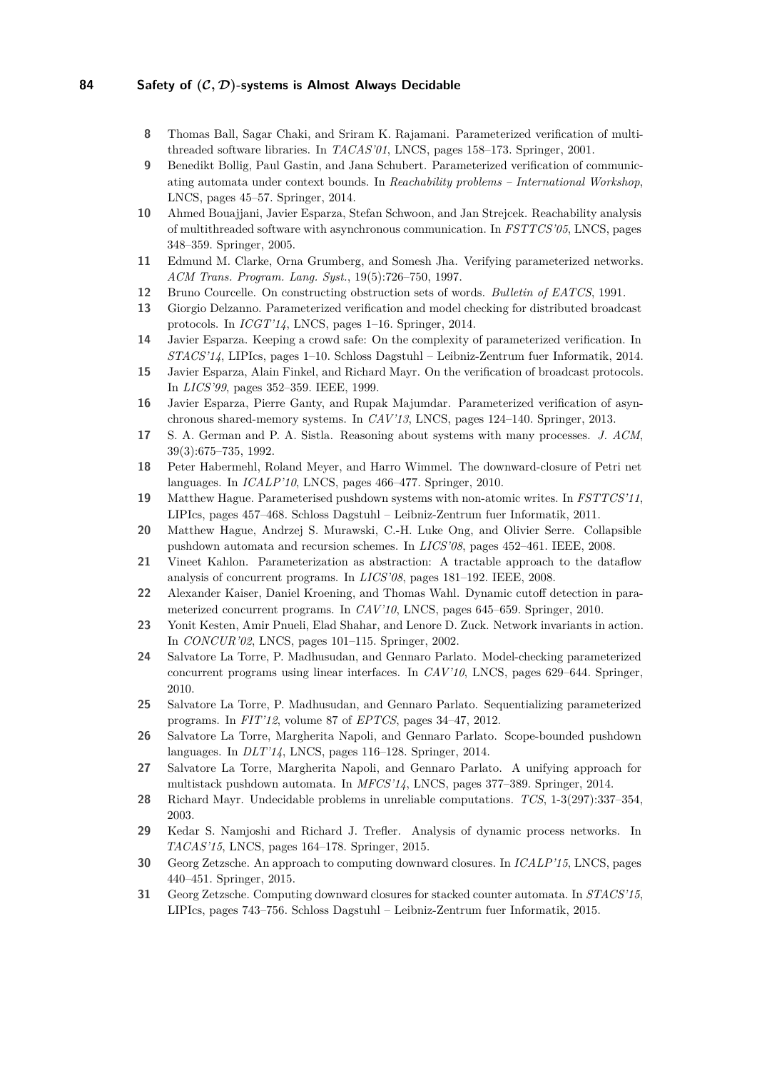8 Thomas Ball, Sagar Chaki, and Sriram K. Rajamani. Parameterized verification of multithreaded software libraries. In *TACAS'01*, LNCS, pages 158–173. Springer, 2001.

9 Benedikt Bollig, Paul Gastin, and Jana Schubert. Parameterized verification of communicating automata under context bounds. In *Reachability problems – International Workshop*, LNCS, pages 45–57. Springer, 2014.

10 Ahmed Bouajjani, Javier Esparza, Stefan Schwoon, and Jan Strejcek. Reachability analysis of multithreaded software with asynchronous communication. In *FSTTCS'05*, LNCS, pages 348–359. Springer, 2005.

11 Edmund M. Clarke, Orna Grumberg, and Somesh Jha. Verifying parameterized networks. *ACM Trans. Program. Lang. Syst.*, 19(5):726–750, 1997.

12 Bruno Courcelle. On constructing obstruction sets of words. *Bulletin of EATCS*, 1991.

13 Giorgio Delzanno. Parameterized verification and model checking for distributed broadcast protocols. In *ICGT'14*, LNCS, pages 1–16. Springer, 2014.

14 Javier Esparza. Keeping a crowd safe: On the complexity of parameterized verification. In *STACS'14*, LIPIcs, pages 1–10. Schloss Dagstuhl – Leibniz-Zentrum fuer Informatik, 2014.

15 Javier Esparza, Alain Finkel, and Richard Mayr. On the verification of broadcast protocols. In *LICS'99*, pages 352–359. IEEE, 1999.

16 Javier Esparza, Pierre Ganty, and Rupak Majumdar. Parameterized verification of asynchronous shared-memory systems. In *CAV'13*, LNCS, pages 124–140. Springer, 2013.

17 S. A. German and P. A. Sistla. Reasoning about systems with many processes. *J. ACM*, 39(3):675–735, 1992.

18 Peter Habermehl, Roland Meyer, and Harro Wimmel. The downward-closure of Petri net languages. In *ICALP'10*, LNCS, pages 466–477. Springer, 2010.

19 Matthew Hague. Parameterised pushdown systems with non-atomic writes. In *FSTTCS'11*, LIPIcs, pages 457–468. Schloss Dagstuhl – Leibniz-Zentrum fuer Informatik, 2011.

20 Matthew Hague, Andrzej S. Murawski, C.-H. Luke Ong, and Olivier Serre. Collapsible pushdown automata and recursion schemes. In *LICS'08*, pages 452–461. IEEE, 2008.

21 Vineet Kahlon. Parameterization as abstraction: A tractable approach to the dataflow analysis of concurrent programs. In *LICS'08*, pages 181–192. IEEE, 2008.

22 Alexander Kaiser, Daniel Kroening, and Thomas Wahl. Dynamic cutoff detection in parameterized concurrent programs. In *CAV'10*, LNCS, pages 645–659. Springer, 2010.

23 Yonit Kesten, Amir Pnueli, Elad Shahar, and Lenore D. Zuck. Network invariants in action. In *CONCUR'02*, LNCS, pages 101–115. Springer, 2002.

24 Salvatore La Torre, P. Madhusudan, and Gennaro Parlato. Model-checking parameterized concurrent programs using linear interfaces. In *CAV'10*, LNCS, pages 629–644. Springer, 2010.

25 Salvatore La Torre, P. Madhusudan, and Gennaro Parlato. Sequentializing parameterized programs. In *FIT'12*, volume 87 of *EPTCS*, pages 34–47, 2012.

26 Salvatore La Torre, Margherita Napoli, and Gennaro Parlato. Scope-bounded pushdown languages. In *DLT'14*, LNCS, pages 116–128. Springer, 2014.

27 Salvatore La Torre, Margherita Napoli, and Gennaro Parlato. A unifying approach for multistack pushdown automata. In *MFCS'14*, LNCS, pages 377–389. Springer, 2014.

28 Richard Mayr. Undecidable problems in unreliable computations. *TCS*, 1-3(297):337–354, 2003.

29 Kedar S. Namjoshi and Richard J. Trefler. Analysis of dynamic process networks. In *TACAS'15*, LNCS, pages 164–178. Springer, 2015.

30 Georg Zetzsche. An approach to computing downward closures. In *ICALP'15*, LNCS, pages 440–451. Springer, 2015.

31 Georg Zetzsche. Computing downward closures for stacked counter automata. In *STACS'15*, LIPIcs, pages 743–756. Schloss Dagstuhl – Leibniz-Zentrum fuer Informatik, 2015.